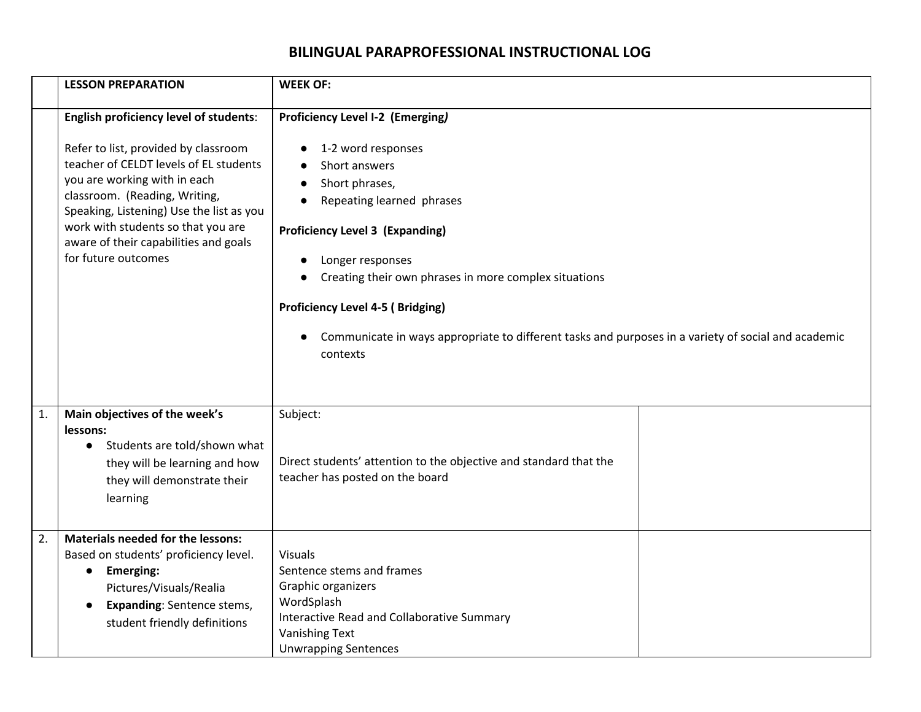# BILINGUAL PARAPROFESSIONAL INSTRUCTIONAL LOG

| | **LESSON PREPARATION** | **WEEK OF:** | |
|---|---|---|---|
| | **English proficiency level of students**:<br><br>Refer to list, provided by classroom teacher of CELDT levels of EL students you are working with in each classroom. (Reading, Writing, Speaking, Listening) Use the list as you work with students so that you are aware of their capabilities and goals for future outcomes | **Proficiency Level I-2 (Emerging*)***<br>● 1-2 word responses<br>● Short answers<br>● Short phrases,<br>● Repeating learned phrases<br><br>**Proficiency Level 3 (Expanding)**<br>● Longer responses<br>● Creating their own phrases in more complex situations<br><br>**Proficiency Level 4-5 ( Bridging)**<br>● Communicate in ways appropriate to different tasks and purposes in a variety of social and academic contexts | |
| 1. | **Main objectives of the week's lessons:**<br>● Students are told/shown what they will be learning and how they will demonstrate their learning | Subject:<br><br>Direct students' attention to the objective and standard that the teacher has posted on the board | |
| 2. | **Materials needed for the lessons:**<br>Based on students' proficiency level.<br>● **Emerging:** Pictures/Visuals/Realia<br>● **Expanding**: Sentence stems, student friendly definitions | Visuals<br>Sentence stems and frames<br>Graphic organizers<br>WordSplash<br>Interactive Read and Collaborative Summary<br>Vanishing Text<br>Unwrapping Sentences | |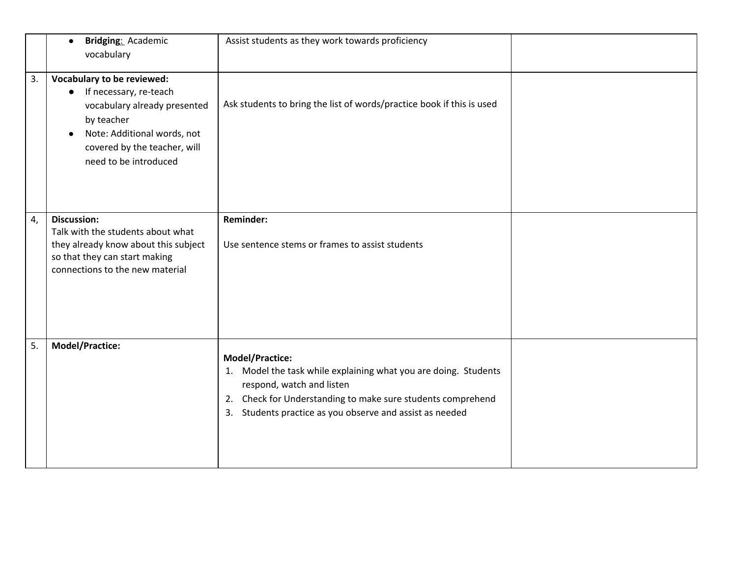| | | | |
|---|---|---|---|
| | <ul><li>**Bridging**: Academic vocabulary</li></ul> | Assist students as they work towards proficiency | |
| 3. | **Vocabulary to be reviewed:**<ul><li>If necessary, re-teach vocabulary already presented by teacher</li><li>Note: Additional words, not covered by the teacher, will need to be introduced</li></ul> | Ask students to bring the list of words/practice book if this is used | |
| 4, | **Discussion:**<br>Talk with the students about what they already know about this subject so that they can start making connections to the new material | **Reminder:**<br><br>Use sentence stems or frames to assist students | |
| 5. | **Model/Practice:** | **Model/Practice:**<br>1. Model the task while explaining what you are doing. Students respond, watch and listen<br>2. Check for Understanding to make sure students comprehend<br>3. Students practice as you observe and assist as needed | |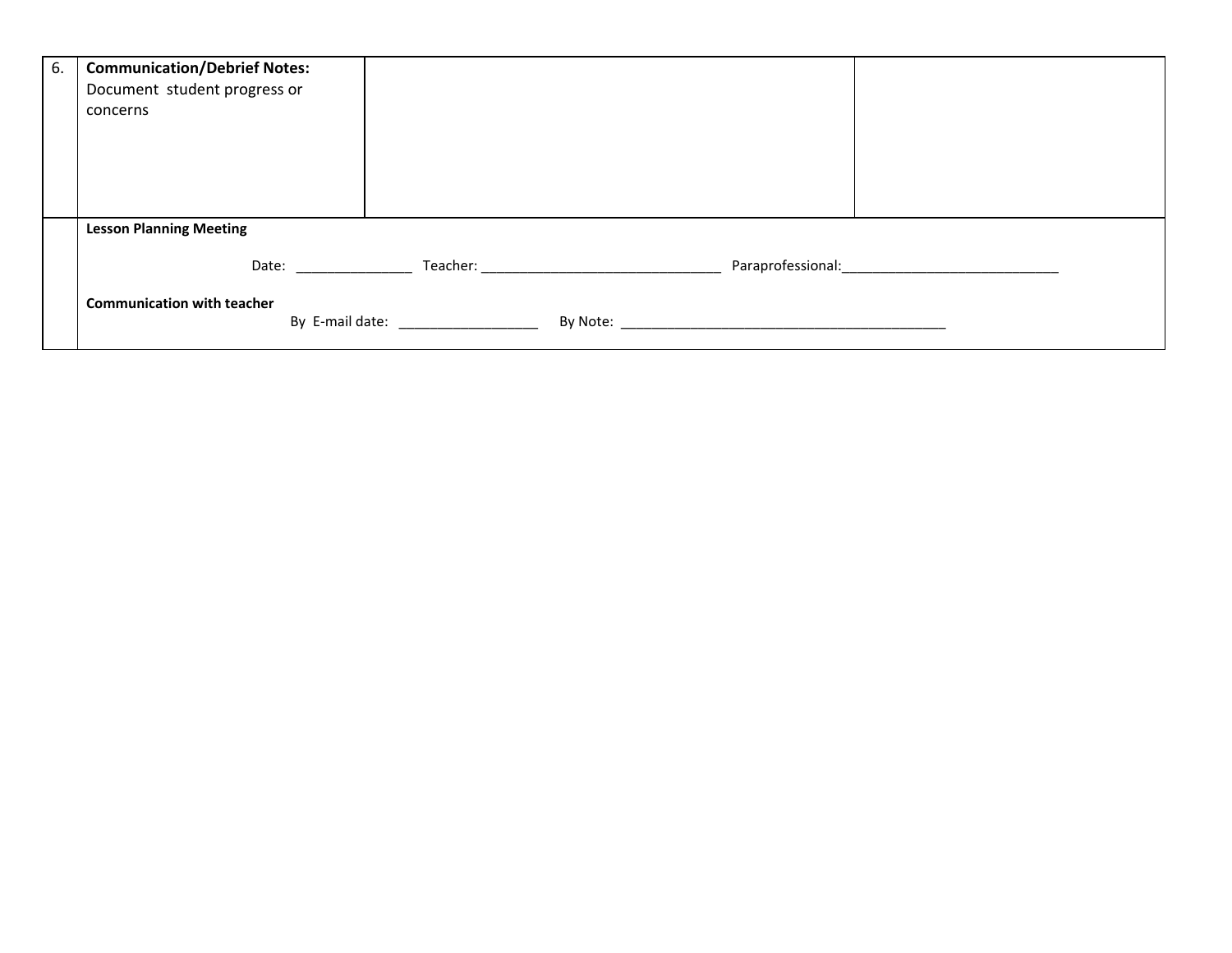| | | | |
|---|---|---|---|
| 6. | **Communication/Debrief Notes:** Document student progress or concerns | | |
| | **Lesson Planning Meeting**<br><br>Date: _______________ Teacher: _______________________________ Paraprofessional:_____________________________<br><br>**Communication with teacher**<br>By E-mail date: __________________ By Note: __________________________________________ | | |